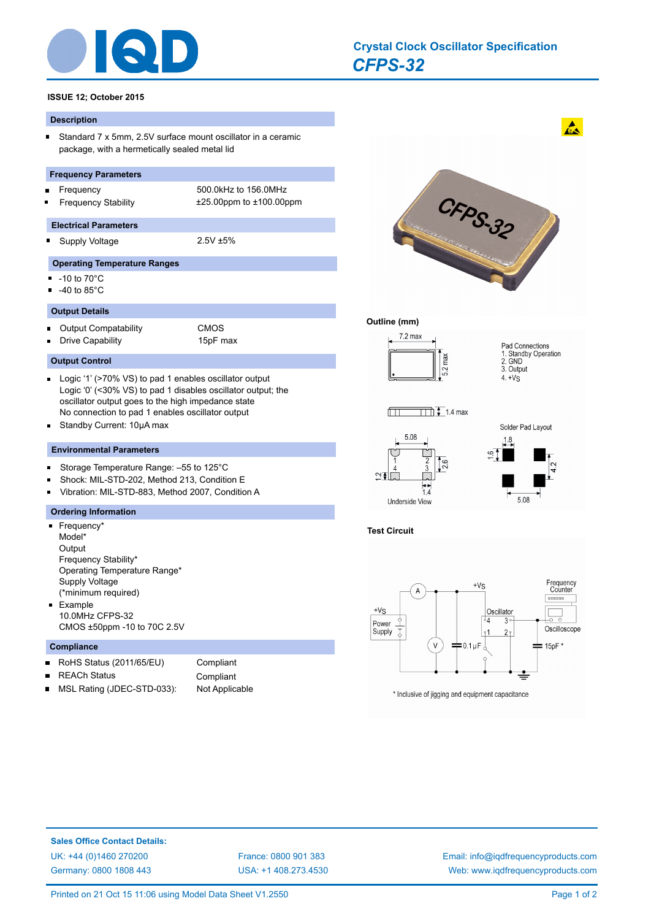# Crystal Clock Oscillator Specification
## *CFPS-32*

**ISSUE 12; October 2015**

### Description

- Standard 7 x 5mm, 2.5V surface mount oscillator in a ceramic package, with a hermetically sealed metal lid

### Frequency Parameters

| | |
|---|---|
| Frequency | 500.0kHz to 156.0MHz |
| Frequency Stability | ±25.00ppm to ±100.00ppm |

### Electrical Parameters

| | |
|---|---|
| Supply Voltage | 2.5V ±5% |

### Operating Temperature Ranges

- -10 to 70°C
- -40 to 85°C

### Output Details

| | |
|---|---|
| Output Compatability | CMOS |
| Drive Capability | 15pF max |

### Output Control

- Logic '1' (>70% VS) to pad 1 enables oscillator output
  Logic '0' (<30% VS) to pad 1 disables oscillator output; the oscillator output goes to the high impedance state
  No connection to pad 1 enables oscillator output
- Standby Current: 10µA max

### Environmental Parameters

- Storage Temperature Range: –55 to 125°C
- Shock: MIL-STD-202, Method 213, Condition E
- Vibration: MIL-STD-883, Method 2007, Condition A

### Ordering Information

- Frequency*
  Model*
  Output
  Frequency Stability*
  Operating Temperature Range*
  Supply Voltage
  (*minimum required)
- Example
  10.0MHz CFPS-32
  CMOS ±50ppm -10 to 70C 2.5V

### Compliance

| | |
|---|---|
| RoHS Status (2011/65/EU) | Compliant |
| REACh Status | Compliant |
| MSL Rating (JDEC-STD-033): | Not Applicable |

### Outline (mm)

7.2 max; 5.2 max; 1.4 max

Pad Connections
1. Standby Operation
2. GND
3. Output
4. +Vs

Underside View: 5.08; 2.6; 1.2; 1.4

Solder Pad Layout: 1.8; 1.6; 4.2; 5.08

### Test Circuit

+Vs; Power Supply; A; V; 0.1µF; Oscillator (pads 1, 2, 3, 4); Frequency Counter; Oscilloscope; 15pF *

\* Inclusive of jigging and equipment capacitance

**Sales Office Contact Details:**

UK: +44 (0)1460 270200
Germany: 0800 1808 443
France: 0800 901 383
USA: +1 408.273.4530
Email: info@iqdfrequencyproducts.com
Web: www.iqdfrequencyproducts.com

Printed on 21 Oct 15 11:06 using Model Data Sheet V1.2550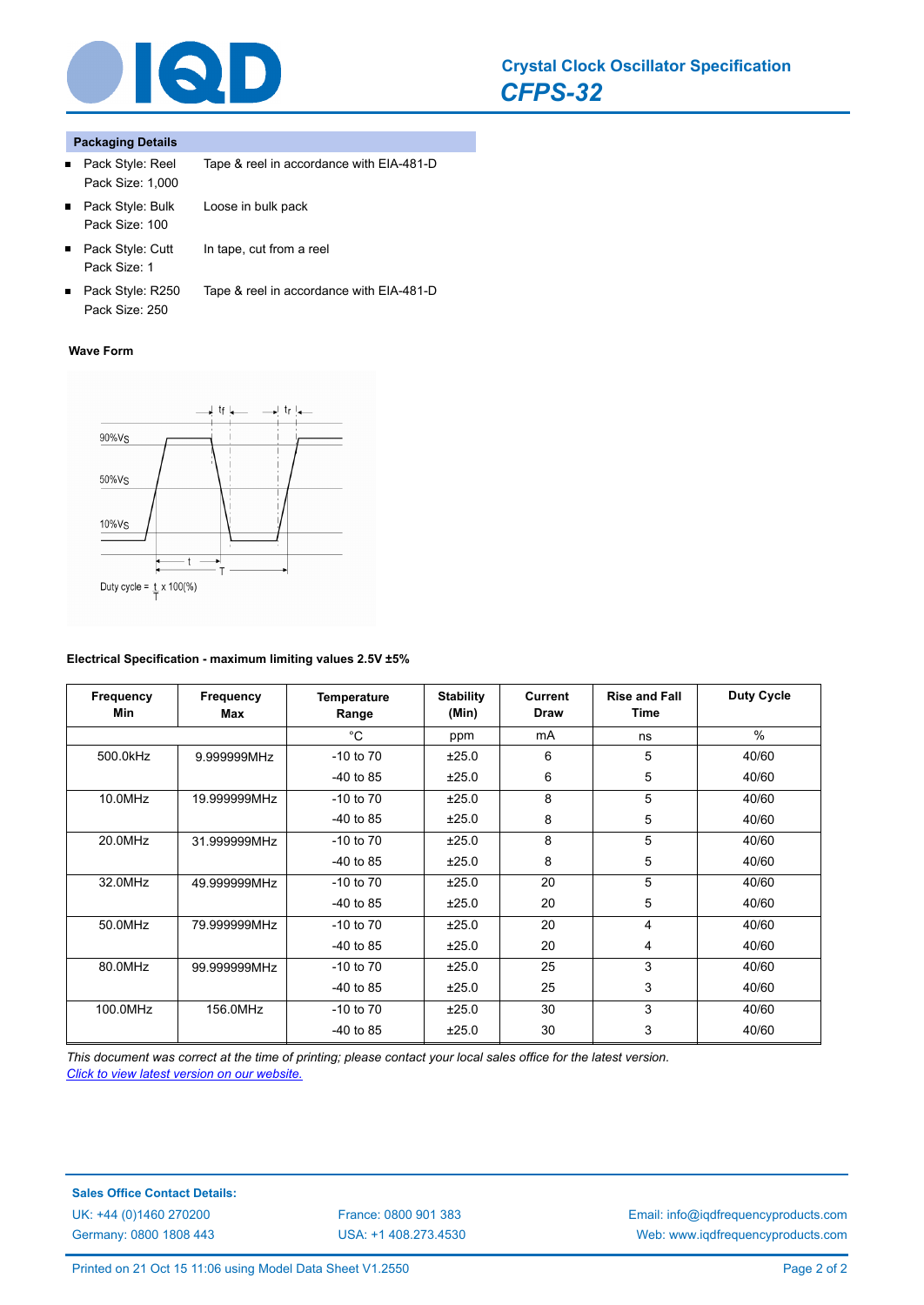## Packaging Details

- Pack Style: Reel — Tape & reel in accordance with EIA-481-D
  Pack Size: 1,000
- Pack Style: Bulk — Loose in bulk pack
  Pack Size: 100
- Pack Style: Cutt — In tape, cut from a reel
  Pack Size: 1
- Pack Style: R250 — Tape & reel in accordance with EIA-481-D
  Pack Size: 250

### Wave Form

tf
tr
90%Vs
50%Vs
10%Vs
t
T
Duty cycle = t/T x 100(%)

### Electrical Specification - maximum limiting values 2.5V ±5%

| Frequency Min | Frequency Max | Temperature Range | Stability (Min) | Current Draw | Rise and Fall Time | Duty Cycle |
|---|---|---|---|---|---|---|
| | | °C | ppm | mA | ns | % |
| 500.0kHz | 9.999999MHz | -10 to 70 | ±25.0 | 6 | 5 | 40/60 |
| | | -40 to 85 | ±25.0 | 6 | 5 | 40/60 |
| 10.0MHz | 19.999999MHz | -10 to 70 | ±25.0 | 8 | 5 | 40/60 |
| | | -40 to 85 | ±25.0 | 8 | 5 | 40/60 |
| 20.0MHz | 31.999999MHz | -10 to 70 | ±25.0 | 8 | 5 | 40/60 |
| | | -40 to 85 | ±25.0 | 8 | 5 | 40/60 |
| 32.0MHz | 49.999999MHz | -10 to 70 | ±25.0 | 20 | 5 | 40/60 |
| | | -40 to 85 | ±25.0 | 20 | 5 | 40/60 |
| 50.0MHz | 79.999999MHz | -10 to 70 | ±25.0 | 20 | 4 | 40/60 |
| | | -40 to 85 | ±25.0 | 20 | 4 | 40/60 |
| 80.0MHz | 99.999999MHz | -10 to 70 | ±25.0 | 25 | 3 | 40/60 |
| | | -40 to 85 | ±25.0 | 25 | 3 | 40/60 |
| 100.0MHz | 156.0MHz | -10 to 70 | ±25.0 | 30 | 3 | 40/60 |
| | | -40 to 85 | ±25.0 | 30 | 3 | 40/60 |

*This document was correct at the time of printing; please contact your local sales office for the latest version.*
*Click to view latest version on our website.*

**Sales Office Contact Details:**

UK: +44 (0)1460 270200
Germany: 0800 1808 443
France: 0800 901 383
USA: +1 408.273.4530
Email: info@iqdfrequencyproducts.com
Web: www.iqdfrequencyproducts.com

Printed on 21 Oct 15 11:06 using Model Data Sheet V1.2550